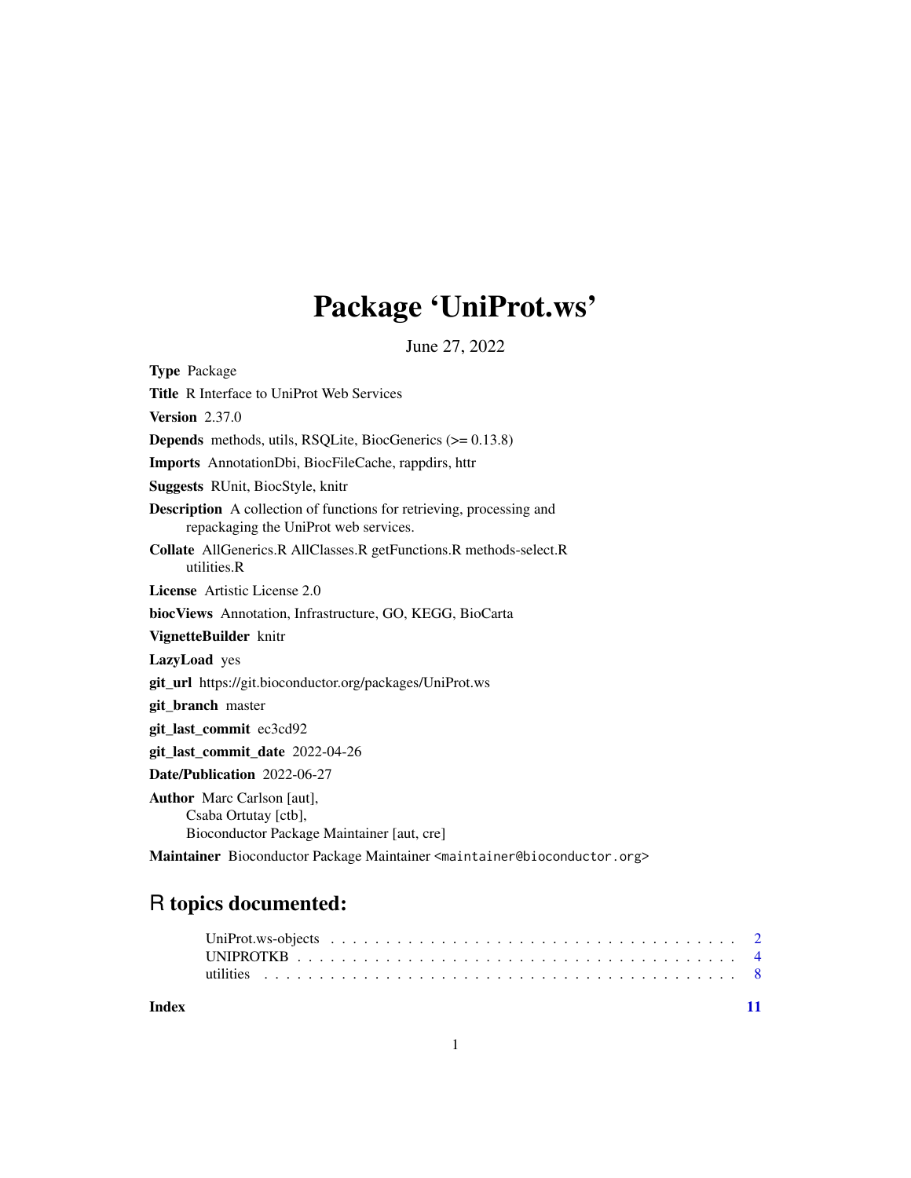# Package 'UniProt.ws'

June 27, 2022

**Type** Package

**Title** R Interface to UniProt Web Services

**Version** 2.37.0

**Depends** methods, utils, RSQLite, BiocGenerics (>= 0.13.8)

**Imports** AnnotationDbi, BiocFileCache, rappdirs, httr

**Suggests** RUnit, BiocStyle, knitr

**Description** A collection of functions for retrieving, processing and repackaging the UniProt web services.

**Collate** AllGenerics.R AllClasses.R getFunctions.R methods-select.R utilities.R

**License** Artistic License 2.0

**biocViews** Annotation, Infrastructure, GO, KEGG, BioCarta

**VignetteBuilder** knitr

**LazyLoad** yes

**git_url** https://git.bioconductor.org/packages/UniProt.ws

**git_branch** master

**git_last_commit** ec3cd92

**git_last_commit_date** 2022-04-26

**Date/Publication** 2022-06-27

**Author** Marc Carlson [aut],
Csaba Ortutay [ctb],
Bioconductor Package Maintainer [aut, cre]

**Maintainer** Bioconductor Package Maintainer <maintainer@bioconductor.org>

## R topics documented:

- UniProt.ws-objects . . . . . . . . . . . . . . . . . . . . . . . . . . . . . . . . . . . . . . . 2
- UNIPROTKB . . . . . . . . . . . . . . . . . . . . . . . . . . . . . . . . . . . . . . . . . . 4
- utilities . . . . . . . . . . . . . . . . . . . . . . . . . . . . . . . . . . . . . . . . . . . . . 8

**Index** **11**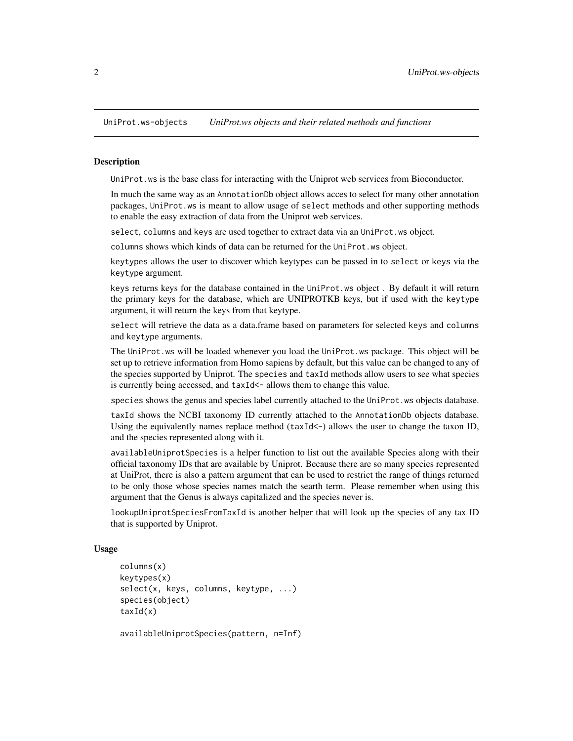UniProt.ws-objects *UniProt.ws objects and their related methods and functions*

## Description

UniProt.ws is the base class for interacting with the Uniprot web services from Bioconductor.

In much the same way as an AnnotationDb object allows acces to select for many other annotation packages, UniProt.ws is meant to allow usage of select methods and other supporting methods to enable the easy extraction of data from the Uniprot web services.

select, columns and keys are used together to extract data via an UniProt.ws object.

columns shows which kinds of data can be returned for the UniProt.ws object.

keytypes allows the user to discover which keytypes can be passed in to select or keys via the keytype argument.

keys returns keys for the database contained in the UniProt.ws object . By default it will return the primary keys for the database, which are UNIPROTKB keys, but if used with the keytype argument, it will return the keys from that keytype.

select will retrieve the data as a data.frame based on parameters for selected keys and columns and keytype arguments.

The UniProt.ws will be loaded whenever you load the UniProt.ws package. This object will be set up to retrieve information from Homo sapiens by default, but this value can be changed to any of the species supported by Uniprot. The species and taxId methods allow users to see what species is currently being accessed, and taxId<- allows them to change this value.

species shows the genus and species label currently attached to the UniProt.ws objects database.

taxId shows the NCBI taxonomy ID currently attached to the AnnotationDb objects database. Using the equivalently names replace method (taxId<-) allows the user to change the taxon ID, and the species represented along with it.

availableUniprotSpecies is a helper function to list out the available Species along with their official taxonomy IDs that are available by Uniprot. Because there are so many species represented at UniProt, there is also a pattern argument that can be used to restrict the range of things returned to be only those whose species names match the searth term. Please remember when using this argument that the Genus is always capitalized and the species never is.

lookupUniprotSpeciesFromTaxId is another helper that will look up the species of any tax ID that is supported by Uniprot.

## Usage

```
columns(x)
keytypes(x)
select(x, keys, columns, keytype, ...)
species(object)
taxId(x)

availableUniprotSpecies(pattern, n=Inf)
```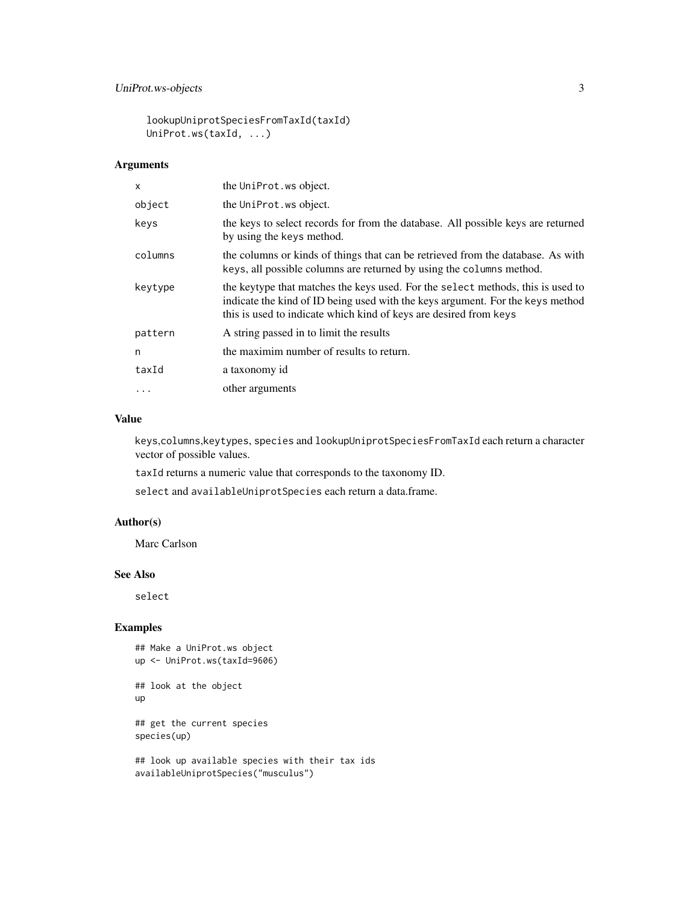```
lookupUniprotSpeciesFromTaxId(taxId)
UniProt.ws(taxId, ...)
```

### Arguments

| | |
|---|---|
| x | the UniProt.ws object. |
| object | the UniProt.ws object. |
| keys | the keys to select records for from the database. All possible keys are returned by using the keys method. |
| columns | the columns or kinds of things that can be retrieved from the database. As with keys, all possible columns are returned by using the columns method. |
| keytype | the keytype that matches the keys used. For the select methods, this is used to indicate the kind of ID being used with the keys argument. For the keys method this is used to indicate which kind of keys are desired from keys |
| pattern | A string passed in to limit the results |
| n | the maximim number of results to return. |
| taxId | a taxonomy id |
| ... | other arguments |

### Value

keys,columns,keytypes, species and lookupUniprotSpeciesFromTaxId each return a character vector of possible values.

taxId returns a numeric value that corresponds to the taxonomy ID.

select and availableUniprotSpecies each return a data.frame.

### Author(s)

Marc Carlson

### See Also

select

### Examples

```
## Make a UniProt.ws object
up <- UniProt.ws(taxId=9606)

## look at the object
up

## get the current species
species(up)

## look up available species with their tax ids
availableUniprotSpecies("musculus")
```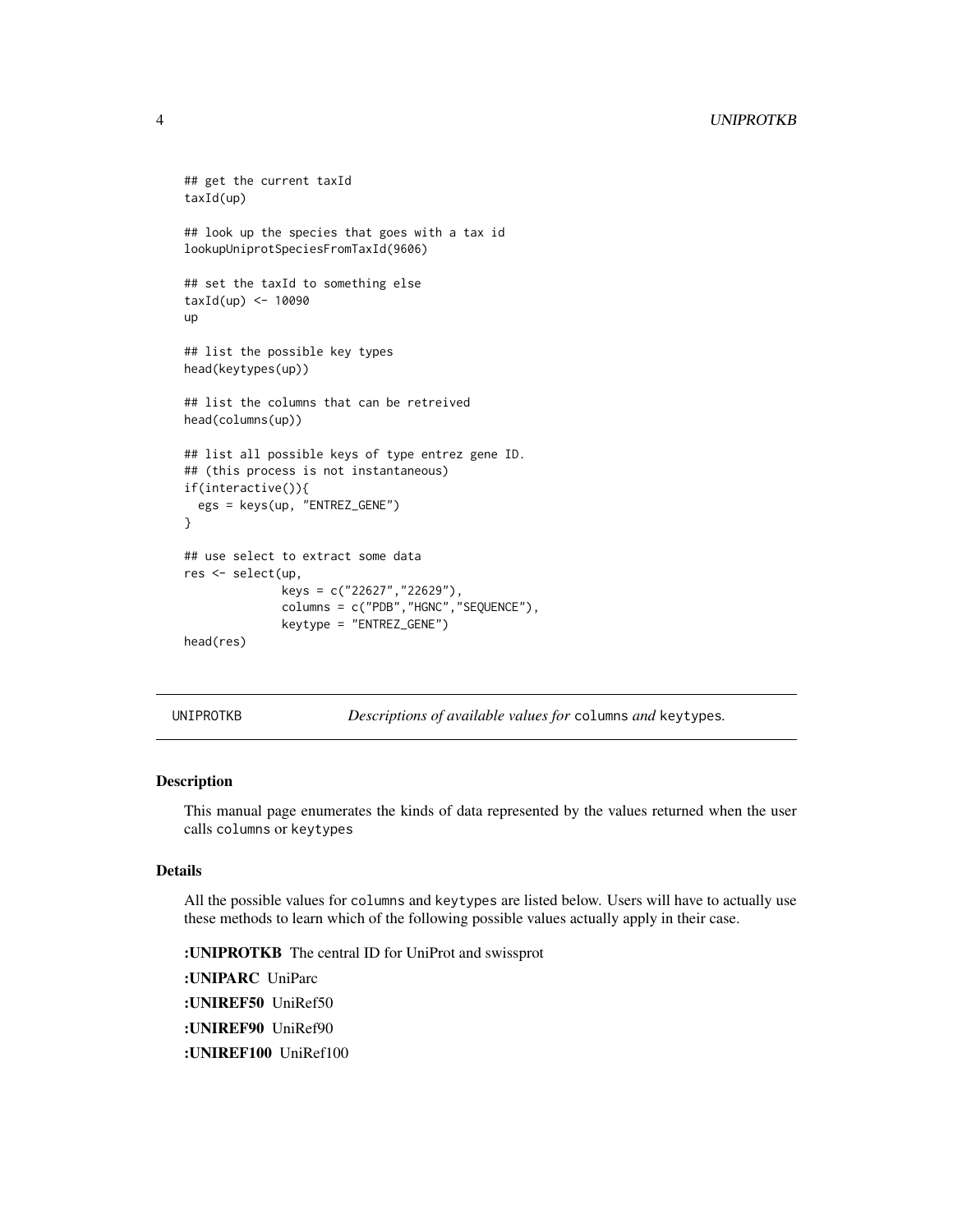```
## get the current taxId
taxId(up)

## look up the species that goes with a tax id
lookupUniprotSpeciesFromTaxId(9606)

## set the taxId to something else
taxId(up) <- 10090
up

## list the possible key types
head(keytypes(up))

## list the columns that can be retreived
head(columns(up))

## list all possible keys of type entrez gene ID.
## (this process is not instantaneous)
if(interactive()){
  egs = keys(up, "ENTREZ_GENE")
}

## use select to extract some data
res <- select(up,
              keys = c("22627","22629"),
              columns = c("PDB","HGNC","SEQUENCE"),
              keytype = "ENTREZ_GENE")
head(res)
```

---

## UNIPROTKB — *Descriptions of available values for* `columns` *and* `keytypes`.

### Description

This manual page enumerates the kinds of data represented by the values returned when the user calls `columns` or `keytypes`

### Details

All the possible values for `columns` and `keytypes` are listed below. Users will have to actually use these methods to learn which of the following possible values actually apply in their case.

**:UNIPROTKB** The central ID for UniProt and swissprot

**:UNIPARC** UniParc

**:UNIREF50** UniRef50

**:UNIREF90** UniRef90

**:UNIREF100** UniRef100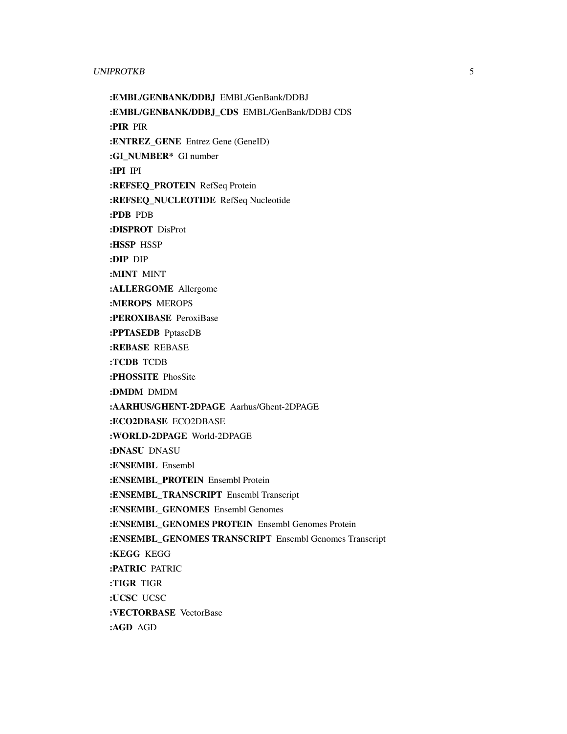**:EMBL/GENBANK/DDBJ** EMBL/GenBank/DDBJ

**:EMBL/GENBANK/DDBJ_CDS** EMBL/GenBank/DDBJ CDS

**:PIR** PIR

**:ENTREZ_GENE** Entrez Gene (GeneID)

**:GI_NUMBER*** GI number

**:IPI** IPI

**:REFSEQ_PROTEIN** RefSeq Protein

**:REFSEQ_NUCLEOTIDE** RefSeq Nucleotide

**:PDB** PDB

**:DISPROT** DisProt

**:HSSP** HSSP

**:DIP** DIP

**:MINT** MINT

**:ALLERGOME** Allergome

**:MEROPS** MEROPS

**:PEROXIBASE** PeroxiBase

**:PPTASEDB** PptaseDB

**:REBASE** REBASE

**:TCDB** TCDB

**:PHOSSITE** PhosSite

**:DMDM** DMDM

**:AARHUS/GHENT-2DPAGE** Aarhus/Ghent-2DPAGE

**:ECO2DBASE** ECO2DBASE

**:WORLD-2DPAGE** World-2DPAGE

**:DNASU** DNASU

**:ENSEMBL** Ensembl

**:ENSEMBL_PROTEIN** Ensembl Protein

**:ENSEMBL_TRANSCRIPT** Ensembl Transcript

**:ENSEMBL_GENOMES** Ensembl Genomes

**:ENSEMBL_GENOMES PROTEIN** Ensembl Genomes Protein

**:ENSEMBL_GENOMES TRANSCRIPT** Ensembl Genomes Transcript

**:KEGG** KEGG

**:PATRIC** PATRIC

**:TIGR** TIGR

**:UCSC** UCSC

**:VECTORBASE** VectorBase

**:AGD** AGD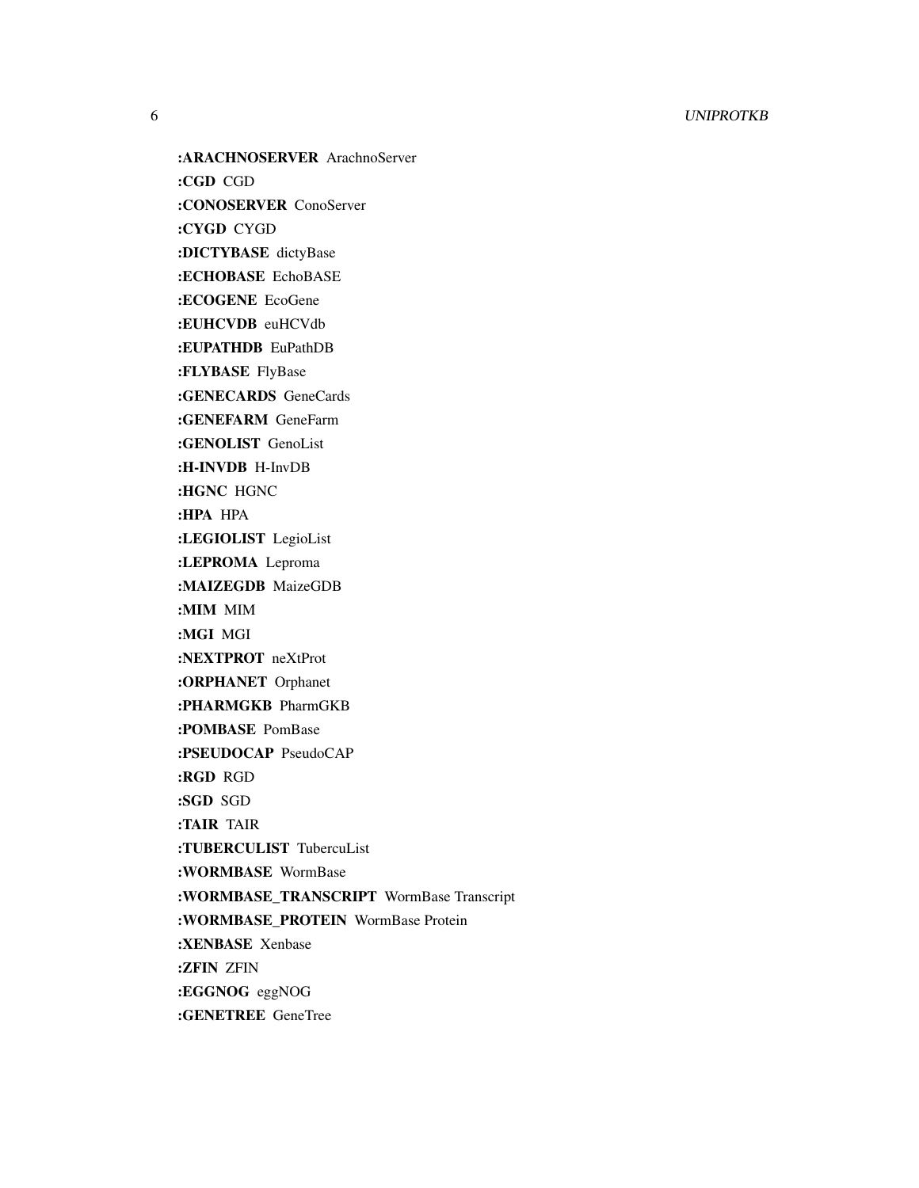**:ARACHNOSERVER** ArachnoServer

**:CGD** CGD

**:CONOSERVER** ConoServer

**:CYGD** CYGD

**:DICTYBASE** dictyBase

**:ECHOBASE** EchoBASE

**:ECOGENE** EcoGene

**:EUHCVDB** euHCVdb

**:EUPATHDB** EuPathDB

**:FLYBASE** FlyBase

**:GENECARDS** GeneCards

**:GENEFARM** GeneFarm

**:GENOLIST** GenoList

**:H-INVDB** H-InvDB

**:HGNC** HGNC

**:HPA** HPA

**:LEGIOLIST** LegioList

**:LEPROMA** Leproma

**:MAIZEGDB** MaizeGDB

**:MIM** MIM

**:MGI** MGI

**:NEXTPROT** neXtProt

**:ORPHANET** Orphanet

**:PHARMGKB** PharmGKB

**:POMBASE** PomBase

**:PSEUDOCAP** PseudoCAP

**:RGD** RGD

**:SGD** SGD

**:TAIR** TAIR

**:TUBERCULIST** TubercuList

**:WORMBASE** WormBase

**:WORMBASE_TRANSCRIPT** WormBase Transcript

**:WORMBASE_PROTEIN** WormBase Protein

**:XENBASE** Xenbase

**:ZFIN** ZFIN

**:EGGNOG** eggNOG

**:GENETREE** GeneTree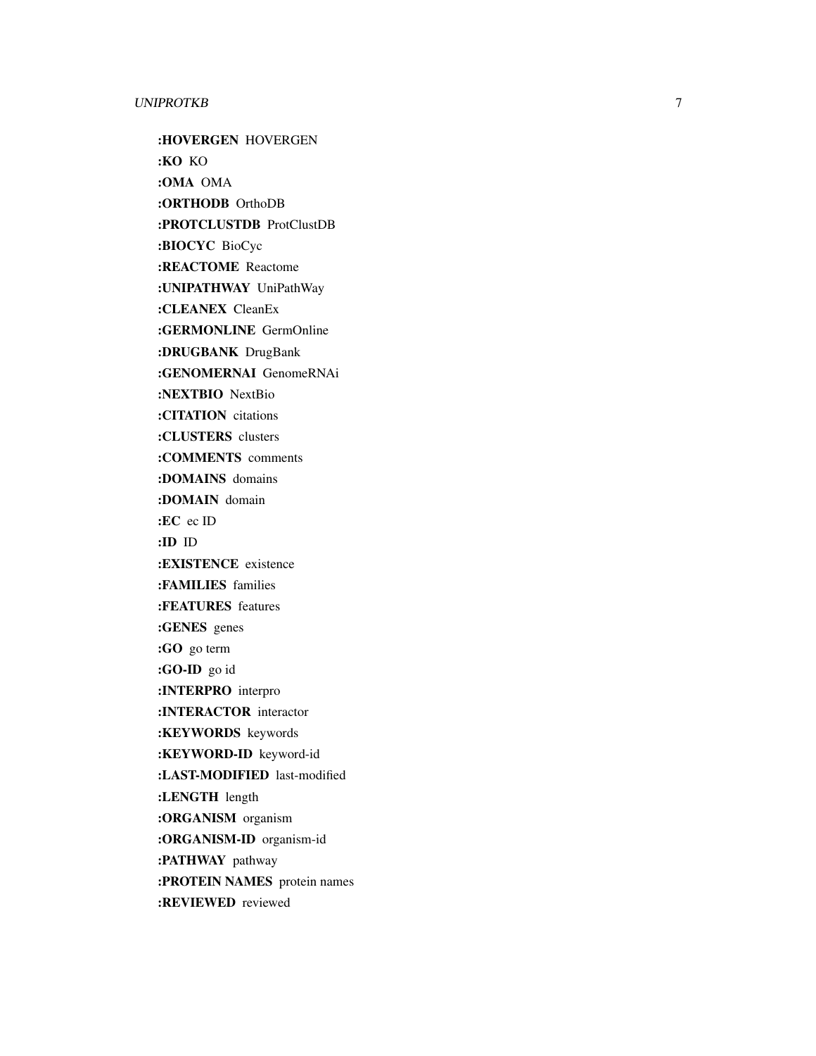**:HOVERGEN** HOVERGEN

**:KO** KO

**:OMA** OMA

**:ORTHODB** OrthoDB

**:PROTCLUSTDB** ProtClustDB

**:BIOCYC** BioCyc

**:REACTOME** Reactome

**:UNIPATHWAY** UniPathWay

**:CLEANEX** CleanEx

**:GERMONLINE** GermOnline

**:DRUGBANK** DrugBank

**:GENOMERNAI** GenomeRNAi

**:NEXTBIO** NextBio

**:CITATION** citations

**:CLUSTERS** clusters

**:COMMENTS** comments

**:DOMAINS** domains

**:DOMAIN** domain

**:EC** ec ID

**:ID** ID

**:EXISTENCE** existence

**:FAMILIES** families

**:FEATURES** features

**:GENES** genes

**:GO** go term

**:GO-ID** go id

**:INTERPRO** interpro

**:INTERACTOR** interactor

**:KEYWORDS** keywords

**:KEYWORD-ID** keyword-id

**:LAST-MODIFIED** last-modified

**:LENGTH** length

**:ORGANISM** organism

**:ORGANISM-ID** organism-id

**:PATHWAY** pathway

**:PROTEIN NAMES** protein names

**:REVIEWED** reviewed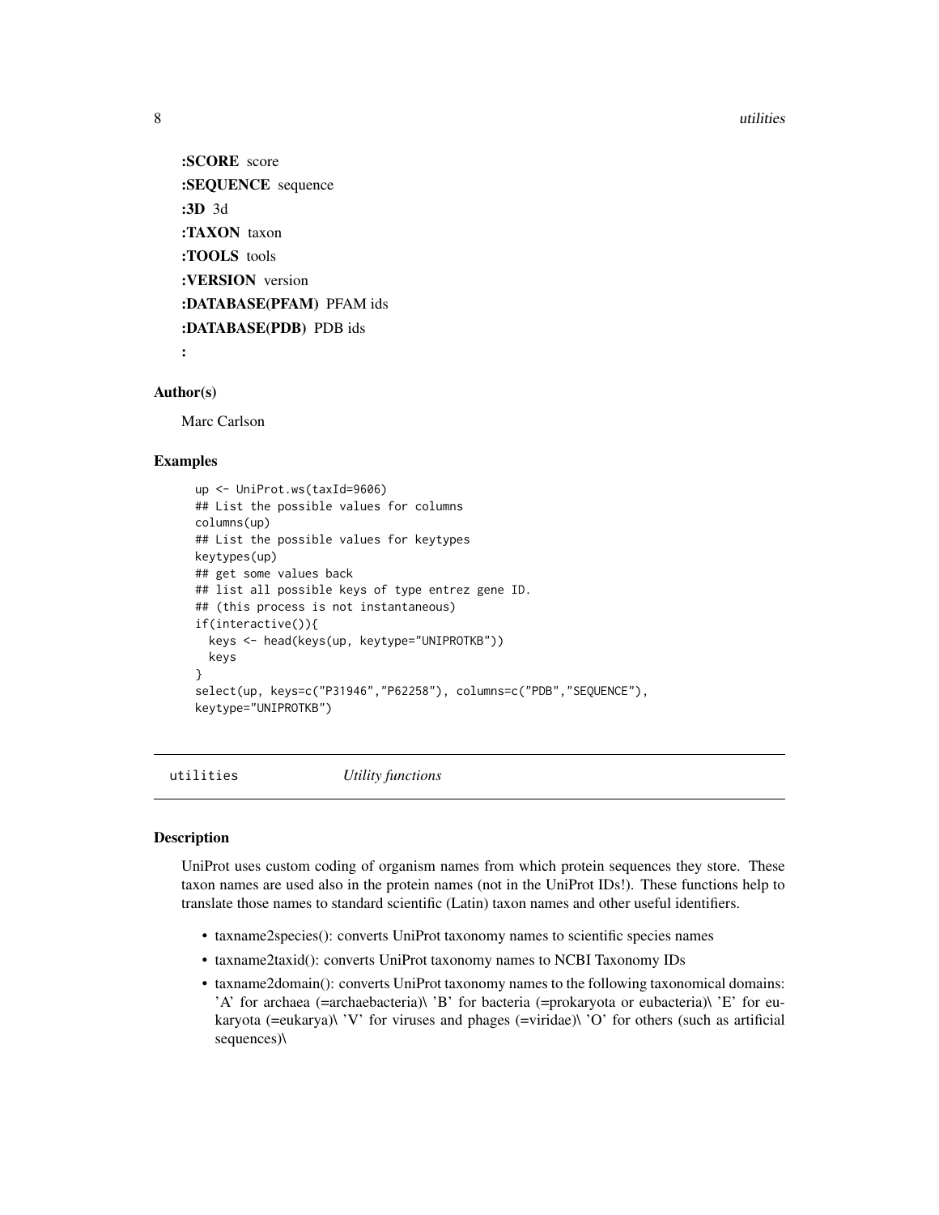**:SCORE** score

**:SEQUENCE** sequence

**:3D** 3d

**:TAXON** taxon

**:TOOLS** tools

**:VERSION** version

**:DATABASE(PFAM)** PFAM ids

**:DATABASE(PDB)** PDB ids

**:**

### Author(s)

Marc Carlson

### Examples

```
up <- UniProt.ws(taxId=9606)
## List the possible values for columns
columns(up)
## List the possible values for keytypes
keytypes(up)
## get some values back
## list all possible keys of type entrez gene ID.
## (this process is not instantaneous)
if(interactive()){
  keys <- head(keys(up, keytype="UNIPROTKB"))
  keys
}
select(up, keys=c("P31946","P62258"), columns=c("PDB","SEQUENCE"),
keytype="UNIPROTKB")
```

---

## utilities *Utility functions*

---

### Description

UniProt uses custom coding of organism names from which protein sequences they store. These taxon names are used also in the protein names (not in the UniProt IDs!). These functions help to translate those names to standard scientific (Latin) taxon names and other useful identifiers.

- taxname2species(): converts UniProt taxonomy names to scientific species names
- taxname2taxid(): converts UniProt taxonomy names to NCBI Taxonomy IDs
- taxname2domain(): converts UniProt taxonomy names to the following taxonomical domains: 'A' for archaea (=archaebacteria)\ 'B' for bacteria (=prokaryota or eubacteria)\ 'E' for eukaryota (=eukarya)\ 'V' for viruses and phages (=viridae)\ 'O' for others (such as artificial sequences)\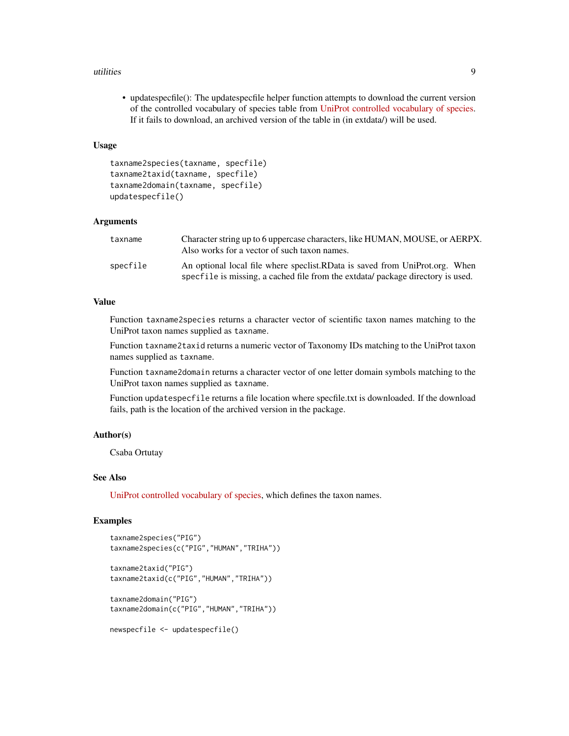- updatespecfile(): The updatespecfile helper function attempts to download the current version of the controlled vocabulary of species table from UniProt controlled vocabulary of species. If it fails to download, an archived version of the table in (in extdata/) will be used.

## Usage

```
taxname2species(taxname, specfile)
taxname2taxid(taxname, specfile)
taxname2domain(taxname, specfile)
updatespecfile()
```

## Arguments

| | |
|---|---|
| `taxname` | Character string up to 6 uppercase characters, like HUMAN, MOUSE, or AERPX. Also works for a vector of such taxon names. |
| `specfile` | An optional local file where speclist.RData is saved from UniProt.org. When `specfile` is missing, a cached file from the extdata/ package directory is used. |

## Value

Function `taxname2species` returns a character vector of scientific taxon names matching to the UniProt taxon names supplied as `taxname`.

Function `taxname2taxid` returns a numeric vector of Taxonomy IDs matching to the UniProt taxon names supplied as `taxname`.

Function `taxname2domain` returns a character vector of one letter domain symbols matching to the UniProt taxon names supplied as `taxname`.

Function `updatespecfile` returns a file location where specfile.txt is downloaded. If the download fails, path is the location of the archived version in the package.

## Author(s)

Csaba Ortutay

## See Also

UniProt controlled vocabulary of species, which defines the taxon names.

## Examples

```
taxname2species("PIG")
taxname2species(c("PIG","HUMAN","TRIHA"))

taxname2taxid("PIG")
taxname2taxid(c("PIG","HUMAN","TRIHA"))

taxname2domain("PIG")
taxname2domain(c("PIG","HUMAN","TRIHA"))

newspecfile <- updatespecfile()
```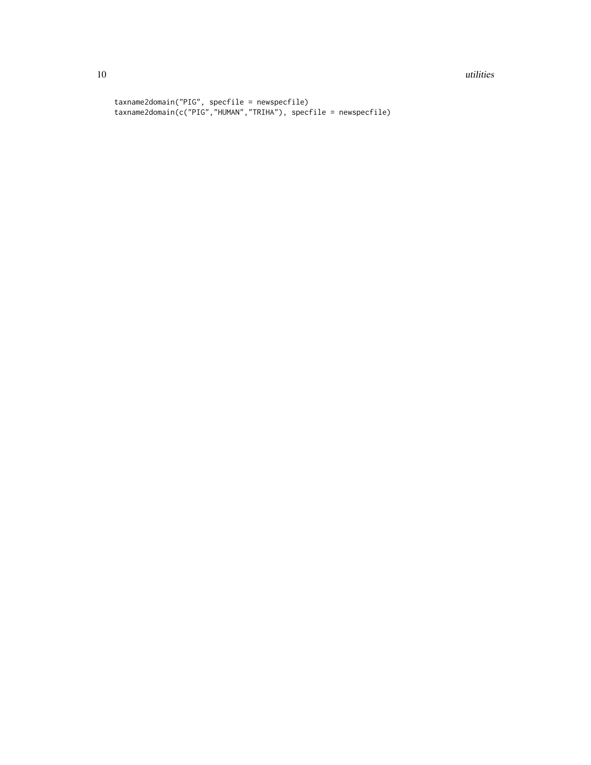```
taxname2domain("PIG", specfile = newspecfile)
taxname2domain(c("PIG","HUMAN","TRIHA"), specfile = newspecfile)
```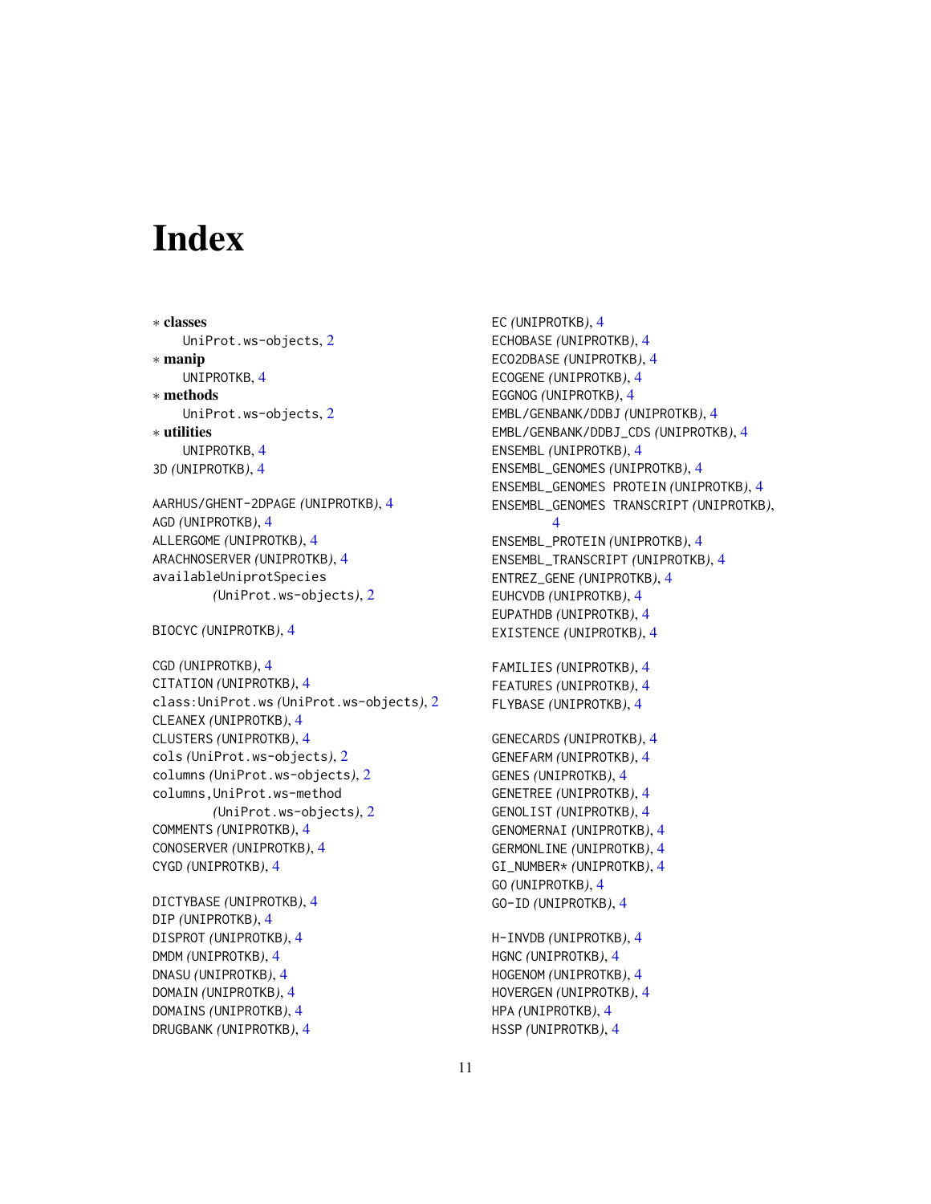# Index

∗ **classes**
  UniProt.ws-objects, 2
∗ **manip**
  UNIPROTKB, 4
∗ **methods**
  UniProt.ws-objects, 2
∗ **utilities**
  UNIPROTKB, 4
3D *(*UNIPROTKB*)*, 4

AARHUS/GHENT-2DPAGE *(*UNIPROTKB*)*, 4
AGD *(*UNIPROTKB*)*, 4
ALLERGOME *(*UNIPROTKB*)*, 4
ARACHNOSERVER *(*UNIPROTKB*)*, 4
availableUniprotSpecies
  *(*UniProt.ws-objects*)*, 2

BIOCYC *(*UNIPROTKB*)*, 4

CGD *(*UNIPROTKB*)*, 4
CITATION *(*UNIPROTKB*)*, 4
class:UniProt.ws *(*UniProt.ws-objects*)*, 2
CLEANEX *(*UNIPROTKB*)*, 4
CLUSTERS *(*UNIPROTKB*)*, 4
cols *(*UniProt.ws-objects*)*, 2
columns *(*UniProt.ws-objects*)*, 2
columns,UniProt.ws-method
  *(*UniProt.ws-objects*)*, 2
COMMENTS *(*UNIPROTKB*)*, 4
CONOSERVER *(*UNIPROTKB*)*, 4
CYGD *(*UNIPROTKB*)*, 4

DICTYBASE *(*UNIPROTKB*)*, 4
DIP *(*UNIPROTKB*)*, 4
DISPROT *(*UNIPROTKB*)*, 4
DMDM *(*UNIPROTKB*)*, 4
DNASU *(*UNIPROTKB*)*, 4
DOMAIN *(*UNIPROTKB*)*, 4
DOMAINS *(*UNIPROTKB*)*, 4
DRUGBANK *(*UNIPROTKB*)*, 4

EC *(*UNIPROTKB*)*, 4
ECHOBASE *(*UNIPROTKB*)*, 4
ECO2DBASE *(*UNIPROTKB*)*, 4
ECOGENE *(*UNIPROTKB*)*, 4
EGGNOG *(*UNIPROTKB*)*, 4
EMBL/GENBANK/DDBJ *(*UNIPROTKB*)*, 4
EMBL/GENBANK/DDBJ_CDS *(*UNIPROTKB*)*, 4
ENSEMBL *(*UNIPROTKB*)*, 4
ENSEMBL_GENOMES *(*UNIPROTKB*)*, 4
ENSEMBL_GENOMES PROTEIN *(*UNIPROTKB*)*, 4
ENSEMBL_GENOMES TRANSCRIPT *(*UNIPROTKB*)*,
  4
ENSEMBL_PROTEIN *(*UNIPROTKB*)*, 4
ENSEMBL_TRANSCRIPT *(*UNIPROTKB*)*, 4
ENTREZ_GENE *(*UNIPROTKB*)*, 4
EUHCVDB *(*UNIPROTKB*)*, 4
EUPATHDB *(*UNIPROTKB*)*, 4
EXISTENCE *(*UNIPROTKB*)*, 4

FAMILIES *(*UNIPROTKB*)*, 4
FEATURES *(*UNIPROTKB*)*, 4
FLYBASE *(*UNIPROTKB*)*, 4

GENECARDS *(*UNIPROTKB*)*, 4
GENEFARM *(*UNIPROTKB*)*, 4
GENES *(*UNIPROTKB*)*, 4
GENETREE *(*UNIPROTKB*)*, 4
GENOLIST *(*UNIPROTKB*)*, 4
GENOMERNAI *(*UNIPROTKB*)*, 4
GERMONLINE *(*UNIPROTKB*)*, 4
GI_NUMBER* *(*UNIPROTKB*)*, 4
GO *(*UNIPROTKB*)*, 4
GO-ID *(*UNIPROTKB*)*, 4

H-INVDB *(*UNIPROTKB*)*, 4
HGNC *(*UNIPROTKB*)*, 4
HOGENOM *(*UNIPROTKB*)*, 4
HOVERGEN *(*UNIPROTKB*)*, 4
HPA *(*UNIPROTKB*)*, 4
HSSP *(*UNIPROTKB*)*, 4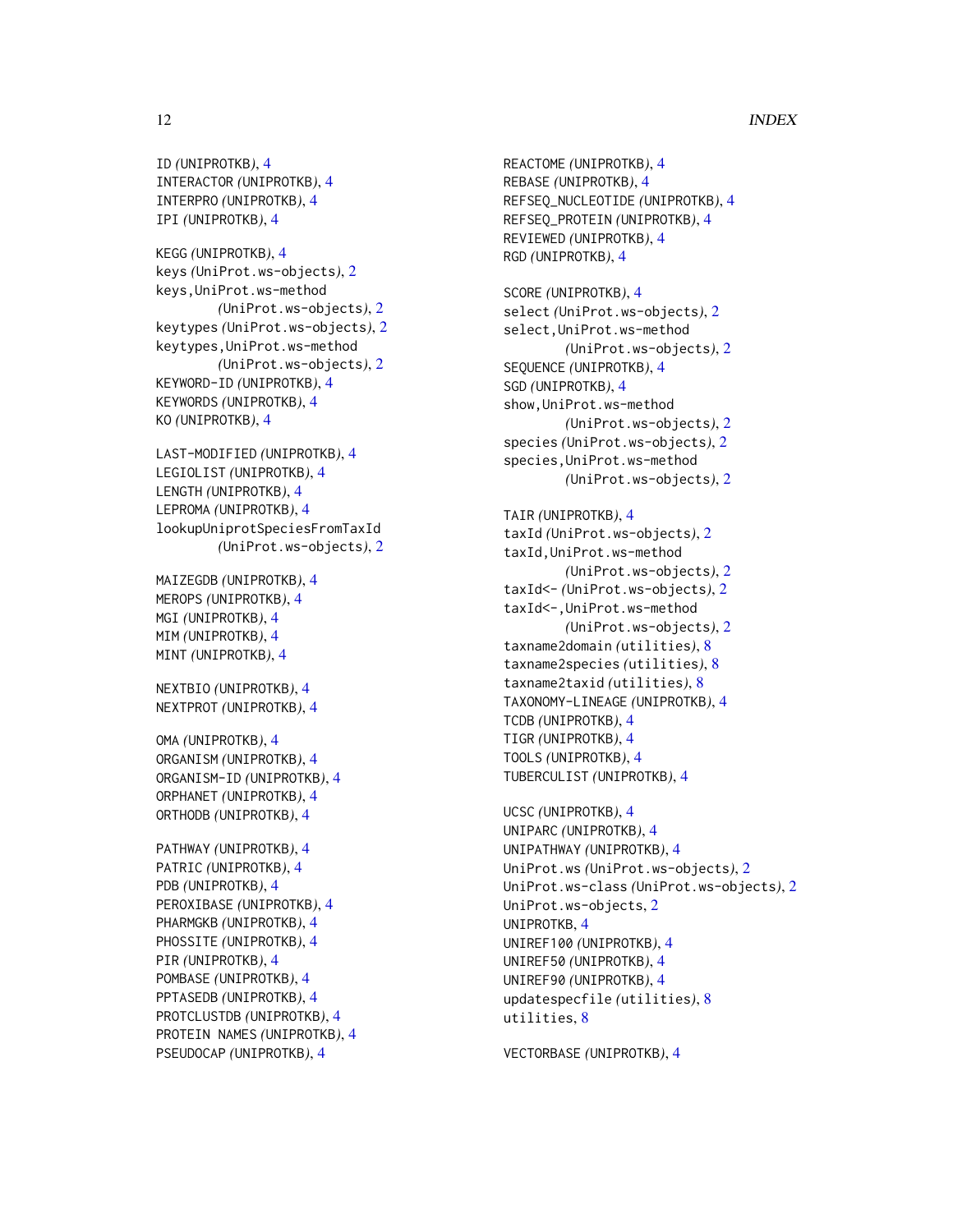ID *(UNIPROTKB)*, 4
INTERACTOR *(UNIPROTKB)*, 4
INTERPRO *(UNIPROTKB)*, 4
IPI *(UNIPROTKB)*, 4

KEGG *(UNIPROTKB)*, 4
keys *(UniProt.ws-objects)*, 2
keys,UniProt.ws-method *(UniProt.ws-objects)*, 2
keytypes *(UniProt.ws-objects)*, 2
keytypes,UniProt.ws-method *(UniProt.ws-objects)*, 2
KEYWORD-ID *(UNIPROTKB)*, 4
KEYWORDS *(UNIPROTKB)*, 4
KO *(UNIPROTKB)*, 4

LAST-MODIFIED *(UNIPROTKB)*, 4
LEGIOLIST *(UNIPROTKB)*, 4
LENGTH *(UNIPROTKB)*, 4
LEPROMA *(UNIPROTKB)*, 4
lookupUniprotSpeciesFromTaxId *(UniProt.ws-objects)*, 2

MAIZEGDB *(UNIPROTKB)*, 4
MEROPS *(UNIPROTKB)*, 4
MGI *(UNIPROTKB)*, 4
MIM *(UNIPROTKB)*, 4
MINT *(UNIPROTKB)*, 4

NEXTBIO *(UNIPROTKB)*, 4
NEXTPROT *(UNIPROTKB)*, 4

OMA *(UNIPROTKB)*, 4
ORGANISM *(UNIPROTKB)*, 4
ORGANISM-ID *(UNIPROTKB)*, 4
ORPHANET *(UNIPROTKB)*, 4
ORTHODB *(UNIPROTKB)*, 4

PATHWAY *(UNIPROTKB)*, 4
PATRIC *(UNIPROTKB)*, 4
PDB *(UNIPROTKB)*, 4
PEROXIBASE *(UNIPROTKB)*, 4
PHARMGKB *(UNIPROTKB)*, 4
PHOSSITE *(UNIPROTKB)*, 4
PIR *(UNIPROTKB)*, 4
POMBASE *(UNIPROTKB)*, 4
PPTASEDB *(UNIPROTKB)*, 4
PROTCLUSTDB *(UNIPROTKB)*, 4
PROTEIN NAMES *(UNIPROTKB)*, 4
PSEUDOCAP *(UNIPROTKB)*, 4

REACTOME *(UNIPROTKB)*, 4
REBASE *(UNIPROTKB)*, 4
REFSEQ_NUCLEOTIDE *(UNIPROTKB)*, 4
REFSEQ_PROTEIN *(UNIPROTKB)*, 4
REVIEWED *(UNIPROTKB)*, 4
RGD *(UNIPROTKB)*, 4

SCORE *(UNIPROTKB)*, 4
select *(UniProt.ws-objects)*, 2
select,UniProt.ws-method *(UniProt.ws-objects)*, 2
SEQUENCE *(UNIPROTKB)*, 4
SGD *(UNIPROTKB)*, 4
show,UniProt.ws-method *(UniProt.ws-objects)*, 2
species *(UniProt.ws-objects)*, 2
species,UniProt.ws-method *(UniProt.ws-objects)*, 2

TAIR *(UNIPROTKB)*, 4
taxId *(UniProt.ws-objects)*, 2
taxId,UniProt.ws-method *(UniProt.ws-objects)*, 2
taxId<- *(UniProt.ws-objects)*, 2
taxId<-,UniProt.ws-method *(UniProt.ws-objects)*, 2
taxname2domain *(utilities)*, 8
taxname2species *(utilities)*, 8
taxname2taxid *(utilities)*, 8
TAXONOMY-LINEAGE *(UNIPROTKB)*, 4
TCDB *(UNIPROTKB)*, 4
TIGR *(UNIPROTKB)*, 4
TOOLS *(UNIPROTKB)*, 4
TUBERCULIST *(UNIPROTKB)*, 4

UCSC *(UNIPROTKB)*, 4
UNIPARC *(UNIPROTKB)*, 4
UNIPATHWAY *(UNIPROTKB)*, 4
UniProt.ws *(UniProt.ws-objects)*, 2
UniProt.ws-class *(UniProt.ws-objects)*, 2
UniProt.ws-objects, 2
UNIPROTKB, 4
UNIREF100 *(UNIPROTKB)*, 4
UNIREF50 *(UNIPROTKB)*, 4
UNIREF90 *(UNIPROTKB)*, 4
updatespecfile *(utilities)*, 8
utilities, 8

VECTORBASE *(UNIPROTKB)*, 4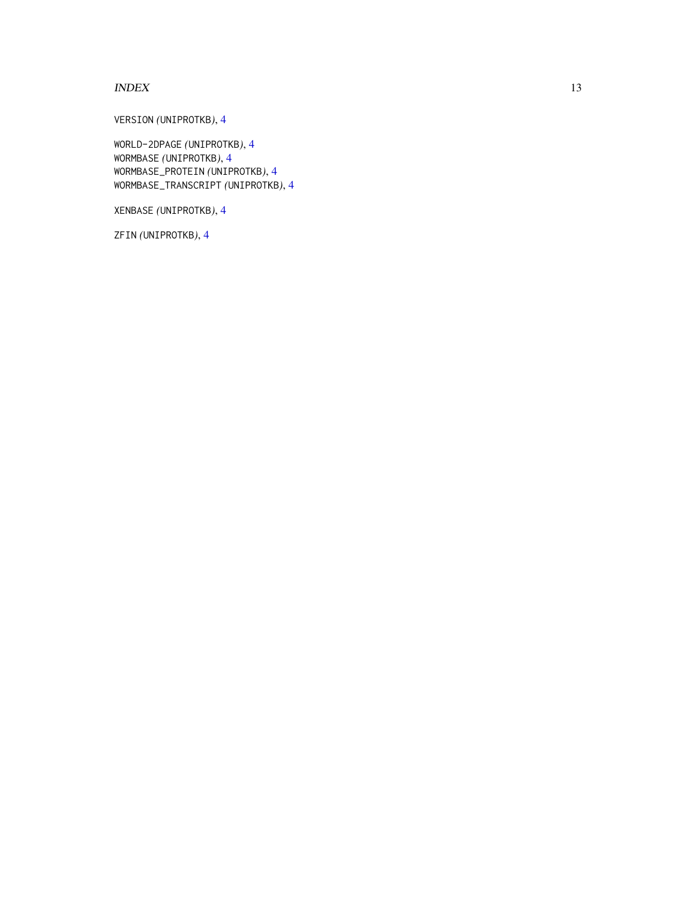VERSION *(*UNIPROTKB*)*, 4

WORLD-2DPAGE *(*UNIPROTKB*)*, 4
WORMBASE *(*UNIPROTKB*)*, 4
WORMBASE_PROTEIN *(*UNIPROTKB*)*, 4
WORMBASE_TRANSCRIPT *(*UNIPROTKB*)*, 4

XENBASE *(*UNIPROTKB*)*, 4

ZFIN *(*UNIPROTKB*)*, 4